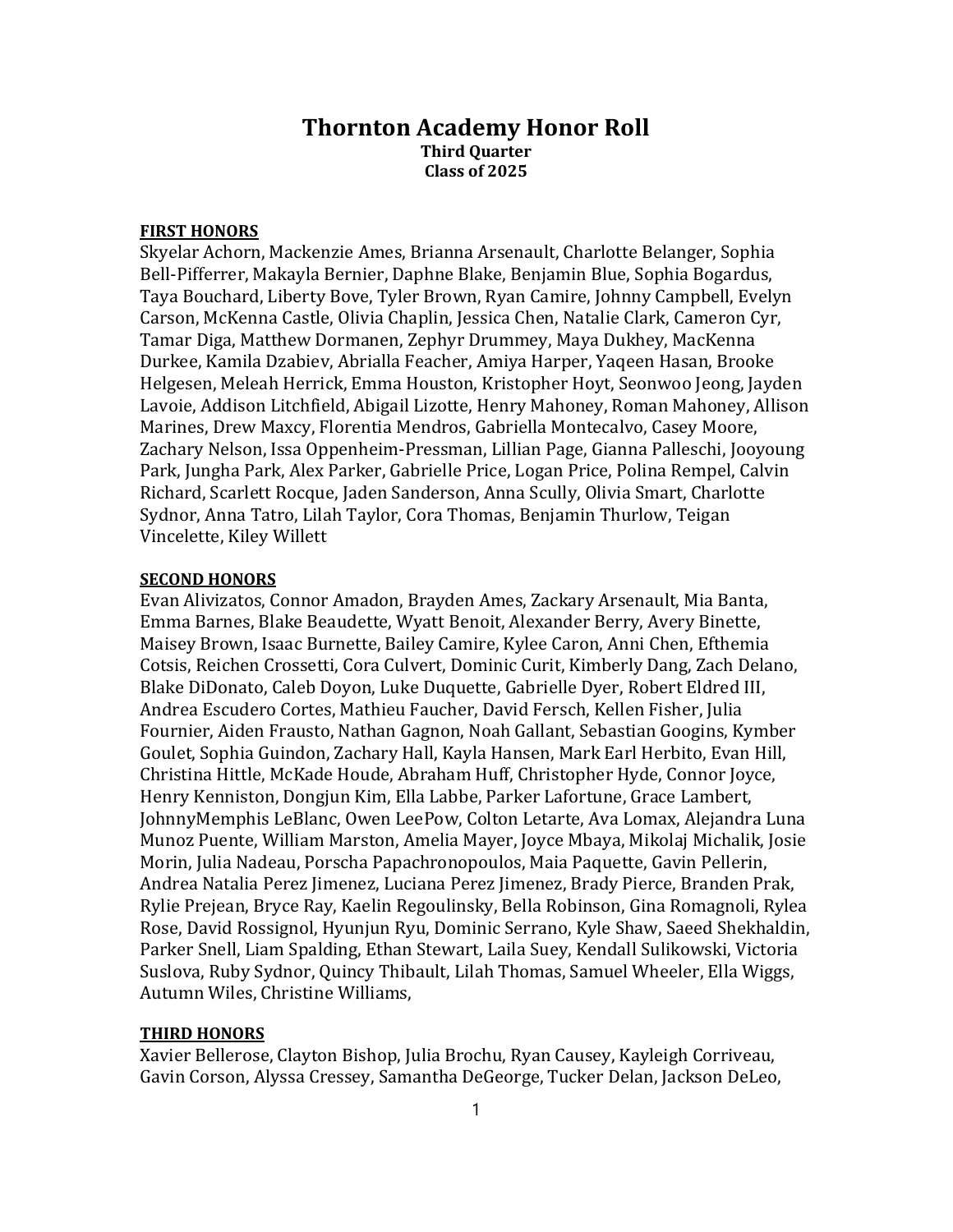# Thornton Academy Honor Roll

**Third Quarter**
**Class of 2025**

**FIRST HONORS**

Skyelar Achorn, Mackenzie Ames, Brianna Arsenault, Charlotte Belanger, Sophia Bell-Pifferrer, Makayla Bernier, Daphne Blake, Benjamin Blue, Sophia Bogardus, Taya Bouchard, Liberty Bove, Tyler Brown, Ryan Camire, Johnny Campbell, Evelyn Carson, McKenna Castle, Olivia Chaplin, Jessica Chen, Natalie Clark, Cameron Cyr, Tamar Diga, Matthew Dormanen, Zephyr Drummey, Maya Dukhey, MacKenna Durkee, Kamila Dzabiev, Abrialla Feacher, Amiya Harper, Yaqeen Hasan, Brooke Helgesen, Meleah Herrick, Emma Houston, Kristopher Hoyt, Seonwoo Jeong, Jayden Lavoie, Addison Litchfield, Abigail Lizotte, Henry Mahoney, Roman Mahoney, Allison Marines, Drew Maxcy, Florentia Mendros, Gabriella Montecalvo, Casey Moore, Zachary Nelson, Issa Oppenheim-Pressman, Lillian Page, Gianna Palleschi, Jooyoung Park, Jungha Park, Alex Parker, Gabrielle Price, Logan Price, Polina Rempel, Calvin Richard, Scarlett Rocque, Jaden Sanderson, Anna Scully, Olivia Smart, Charlotte Sydnor, Anna Tatro, Lilah Taylor, Cora Thomas, Benjamin Thurlow, Teigan Vincelette, Kiley Willett

**SECOND HONORS**

Evan Alivizatos, Connor Amadon, Brayden Ames, Zackary Arsenault, Mia Banta, Emma Barnes, Blake Beaudette, Wyatt Benoit, Alexander Berry, Avery Binette, Maisey Brown, Isaac Burnette, Bailey Camire, Kylee Caron, Anni Chen, Efthemia Cotsis, Reichen Crossetti, Cora Culvert, Dominic Curit, Kimberly Dang, Zach Delano, Blake DiDonato, Caleb Doyon, Luke Duquette, Gabrielle Dyer, Robert Eldred III, Andrea Escudero Cortes, Mathieu Faucher, David Fersch, Kellen Fisher, Julia Fournier, Aiden Frausto, Nathan Gagnon, Noah Gallant, Sebastian Googins, Kymber Goulet, Sophia Guindon, Zachary Hall, Kayla Hansen, Mark Earl Herbito, Evan Hill, Christina Hittle, McKade Houde, Abraham Huff, Christopher Hyde, Connor Joyce, Henry Kenniston, Dongjun Kim, Ella Labbe, Parker Lafortune, Grace Lambert, JohnnyMemphis LeBlanc, Owen LeePow, Colton Letarte, Ava Lomax, Alejandra Luna Munoz Puente, William Marston, Amelia Mayer, Joyce Mbaya, Mikolaj Michalik, Josie Morin, Julia Nadeau, Porscha Papachronopoulos, Maia Paquette, Gavin Pellerin, Andrea Natalia Perez Jimenez, Luciana Perez Jimenez, Brady Pierce, Branden Prak, Rylie Prejean, Bryce Ray, Kaelin Regoulinsky, Bella Robinson, Gina Romagnoli, Rylea Rose, David Rossignol, Hyunjun Ryu, Dominic Serrano, Kyle Shaw, Saeed Shekhaldin, Parker Snell, Liam Spalding, Ethan Stewart, Laila Suey, Kendall Sulikowski, Victoria Suslova, Ruby Sydnor, Quincy Thibault, Lilah Thomas, Samuel Wheeler, Ella Wiggs, Autumn Wiles, Christine Williams,

**THIRD HONORS**

Xavier Bellerose, Clayton Bishop, Julia Brochu, Ryan Causey, Kayleigh Corriveau, Gavin Corson, Alyssa Cressey, Samantha DeGeorge, Tucker Delan, Jackson DeLeo,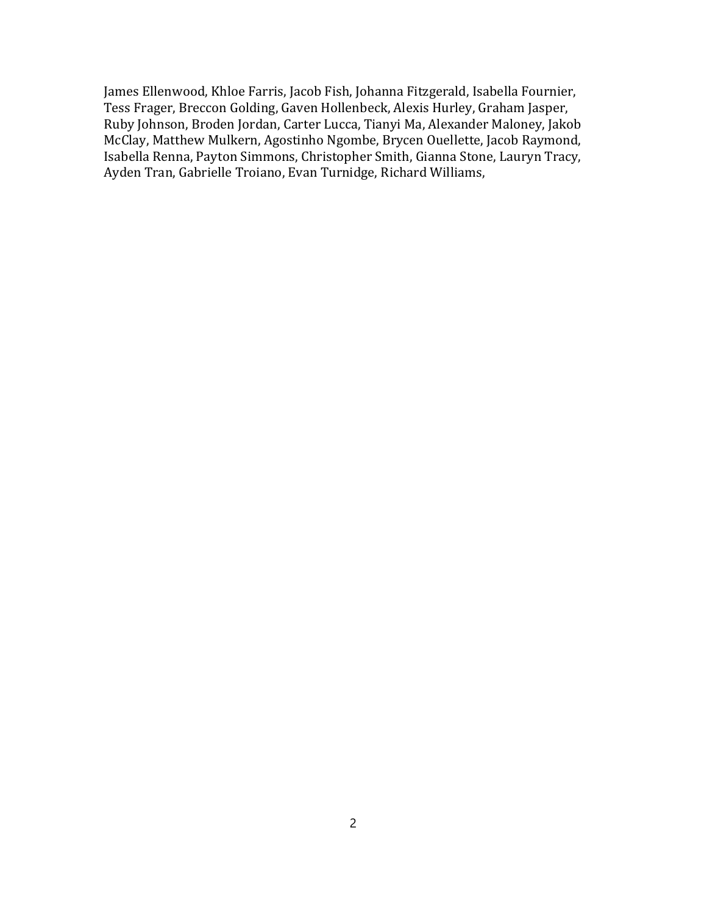James Ellenwood, Khloe Farris, Jacob Fish, Johanna Fitzgerald, Isabella Fournier, Tess Frager, Breccon Golding, Gaven Hollenbeck, Alexis Hurley, Graham Jasper, Ruby Johnson, Broden Jordan, Carter Lucca, Tianyi Ma, Alexander Maloney, Jakob McClay, Matthew Mulkern, Agostinho Ngombe, Brycen Ouellette, Jacob Raymond, Isabella Renna, Payton Simmons, Christopher Smith, Gianna Stone, Lauryn Tracy, Ayden Tran, Gabrielle Troiano, Evan Turnidge, Richard Williams,